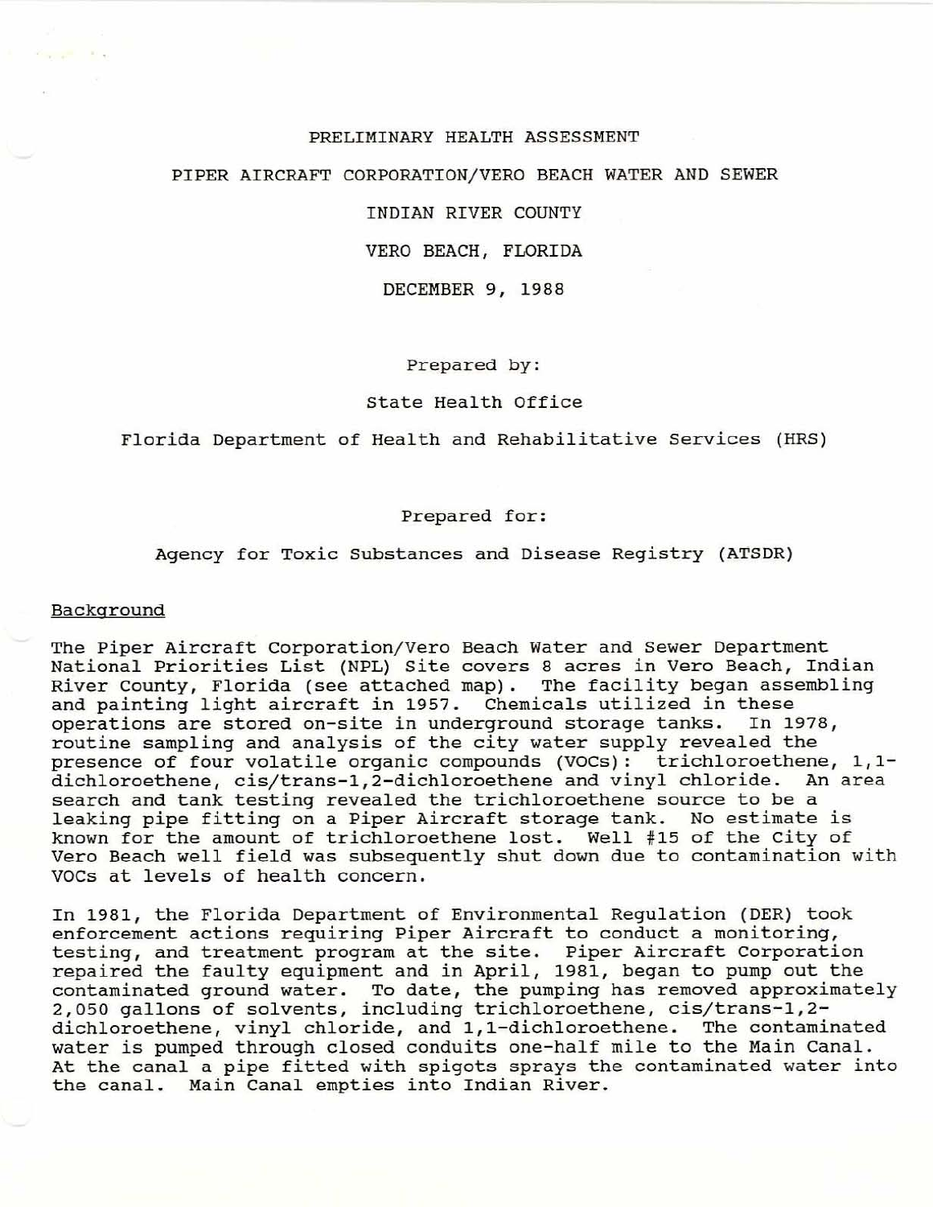# PRELIMINARY HEALTH ASSESSMENT

# PIPER AIRCRAFT CORPORATION/VERO BEACH WATER AND SEWER

# INDIAN RIVER COUNTY

# VERO BEACH, FLORIDA

DECEMBER 9, 1988

Prepared by:

State Health Office

Florida Department of Health and Rehabilitative Services (HRS)

Prepared for:

Agency for Toxic Substances and Disease Registry (ATSDR)

## Background

The Piper Aircraft Corporation/Vero Beach Water and Sewer Department National Priorities List (NPL) Site covers 8 acres in Vero Beach, Indian River County, Florida (see attached map). The facility began assembling and painting light aircraft in 1957. Chemicals utilized in these operations are stored on-site in underground storage tanks. In 1978, routine sampling and analysis of the city water supply revealed the presence of four volatile organic compounds (VOCs): trichloroethene, 1,1-dichloroethene, cis/trans-1,2-dichloroethene and vinyl chloride. An area search and tank testing revealed the trichloroethene source to be a leaking pipe fitting on a Piper Aircraft storage tank. No estimate is known for the amount of trichloroethene lost. Well #15 of the City of Vero Beach well field was subsequently shut down due to contamination with VOCs at levels of health concern.

In 1981, the Florida Department of Environmental Regulation (DER) took enforcement actions requiring Piper Aircraft to conduct a monitoring, testing, and treatment program at the site. Piper Aircraft Corporation repaired the faulty equipment and in April, 1981, began to pump out the contaminated ground water. To date, the pumping has removed approximately 2,050 gallons of solvents, including trichloroethene, cis/trans-1,2-dichloroethene, vinyl chloride, and 1,1-dichloroethene. The contaminated water is pumped through closed conduits one-half mile to the Main Canal. At the canal a pipe fitted with spigots sprays the contaminated water into the canal. Main Canal empties into Indian River.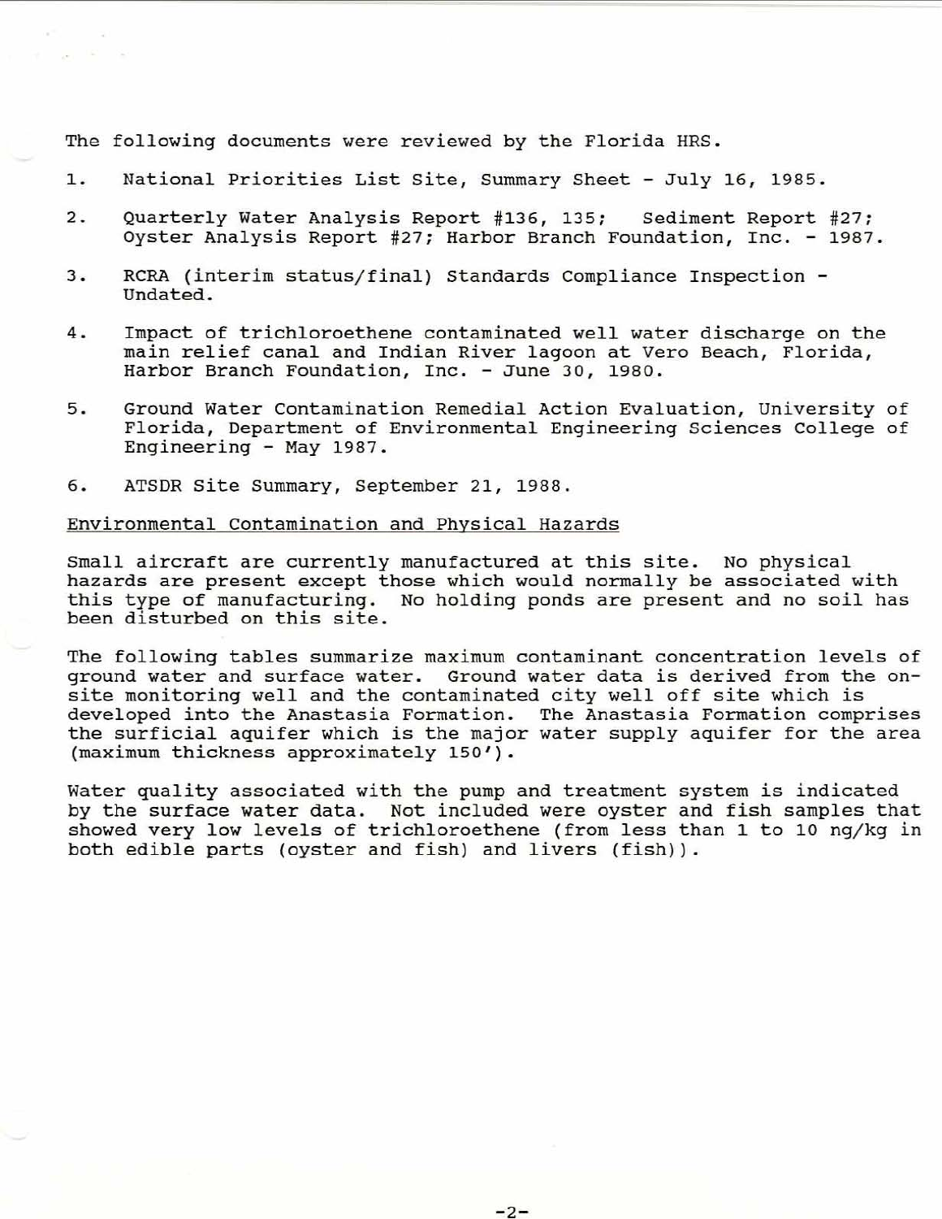The following documents were reviewed by the Florida HRS.

1. National Priorities List Site, Summary Sheet - July 16, 1985.

2. Quarterly Water Analysis Report #136, 135; Sediment Report #27; Oyster Analysis Report #27; Harbor Branch Foundation, Inc. - 1987.

3. RCRA (interim status/final) Standards Compliance Inspection - Undated.

4. Impact of trichloroethene contaminated well water discharge on the main relief canal and Indian River lagoon at Vero Beach, Florida, Harbor Branch Foundation, Inc. - June 30, 1980.

5. Ground Water Contamination Remedial Action Evaluation, University of Florida, Department of Environmental Engineering Sciences College of Engineering - May 1987.

6. ATSDR Site Summary, September 21, 1988.

<u>Environmental Contamination and Physical Hazards</u>

Small aircraft are currently manufactured at this site. No physical hazards are present except those which would normally be associated with this type of manufacturing. No holding ponds are present and no soil has been disturbed on this site.

The following tables summarize maximum contaminant concentration levels of ground water and surface water. Ground water data is derived from the on-site monitoring well and the contaminated city well off site which is developed into the Anastasia Formation. The Anastasia Formation comprises the surficial aquifer which is the major water supply aquifer for the area (maximum thickness approximately 150').

Water quality associated with the pump and treatment system is indicated by the surface water data. Not included were oyster and fish samples that showed very low levels of trichloroethene (from less than 1 to 10 ng/kg in both edible parts (oyster and fish) and livers (fish)).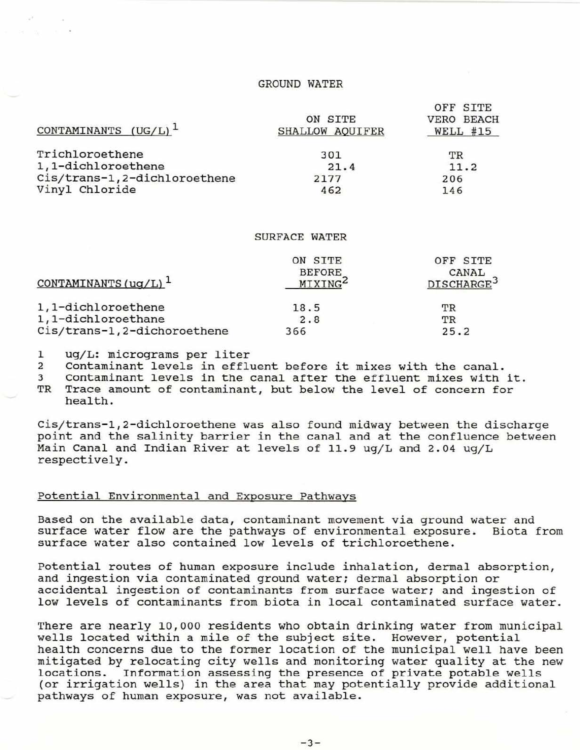## GROUND WATER

| CONTAMINANTS (UG/L)[1] | ON SITE SHALLOW AQUIFER | OFF SITE VERO BEACH WELL #15 |
|---|---|---|
| Trichloroethene | 301 | TR |
| 1,1-dichloroethene | 21.4 | 11.2 |
| Cis/trans-1,2-dichloroethene | 2177 | 206 |
| Vinyl Chloride | 462 | 146 |

## SURFACE WATER

| CONTAMINANTS (ug/L)[1] | ON SITE BEFORE MIXING[2] | OFF SITE CANAL DISCHARGE[3] |
|---|---|---|
| 1,1-dichloroethene | 18.5 | TR |
| 1,1-dichloroethane | 2.8 | TR |
| Cis/trans-1,2-dichoroethene | 366 | 25.2 |

1 ug/L: micrograms per liter
2 Contaminant levels in effluent before it mixes with the canal.
3 Contaminant levels in the canal after the effluent mixes with it.
TR Trace amount of contaminant, but below the level of concern for health.

Cis/trans-1,2-dichloroethene was also found midway between the discharge point and the salinity barrier in the canal and at the confluence between Main Canal and Indian River at levels of 11.9 ug/L and 2.04 ug/L respectively.

### Potential Environmental and Exposure Pathways

Based on the available data, contaminant movement via ground water and surface water flow are the pathways of environmental exposure. Biota from surface water also contained low levels of trichloroethene.

Potential routes of human exposure include inhalation, dermal absorption, and ingestion via contaminated ground water; dermal absorption or accidental ingestion of contaminants from surface water; and ingestion of low levels of contaminants from biota in local contaminated surface water.

There are nearly 10,000 residents who obtain drinking water from municipal wells located within a mile of the subject site. However, potential health concerns due to the former location of the municipal well have been mitigated by relocating city wells and monitoring water quality at the new locations. Information assessing the presence of private potable wells (or irrigation wells) in the area that may potentially provide additional pathways of human exposure, was not available.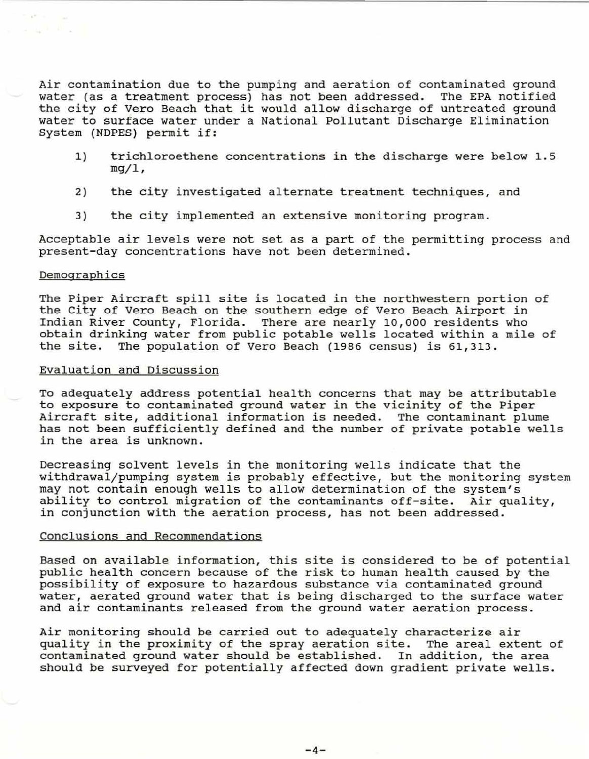Air contamination due to the pumping and aeration of contaminated ground water (as a treatment process) has not been addressed. The EPA notified the city of Vero Beach that it would allow discharge of untreated ground water to surface water under a National Pollutant Discharge Elimination System (NDPES) permit if:

1) trichloroethene concentrations in the discharge were below 1.5 mg/l,

2) the city investigated alternate treatment techniques, and

3) the city implemented an extensive monitoring program.

Acceptable air levels were not set as a part of the permitting process and present-day concentrations have not been determined.

## Demographics

The Piper Aircraft spill site is located in the northwestern portion of the City of Vero Beach on the southern edge of Vero Beach Airport in Indian River County, Florida. There are nearly 10,000 residents who obtain drinking water from public potable wells located within a mile of the site. The population of Vero Beach (1986 census) is 61,313.

## Evaluation and Discussion

To adequately address potential health concerns that may be attributable to exposure to contaminated ground water in the vicinity of the Piper Aircraft site, additional information is needed. The contaminant plume has not been sufficiently defined and the number of private potable wells in the area is unknown.

Decreasing solvent levels in the monitoring wells indicate that the withdrawal/pumping system is probably effective, but the monitoring system may not contain enough wells to allow determination of the system's ability to control migration of the contaminants off-site. Air quality, in conjunction with the aeration process, has not been addressed.

## Conclusions and Recommendations

Based on available information, this site is considered to be of potential public health concern because of the risk to human health caused by the possibility of exposure to hazardous substance via contaminated ground water, aerated ground water that is being discharged to the surface water and air contaminants released from the ground water aeration process.

Air monitoring should be carried out to adequately characterize air quality in the proximity of the spray aeration site. The areal extent of contaminated ground water should be established. In addition, the area should be surveyed for potentially affected down gradient private wells.